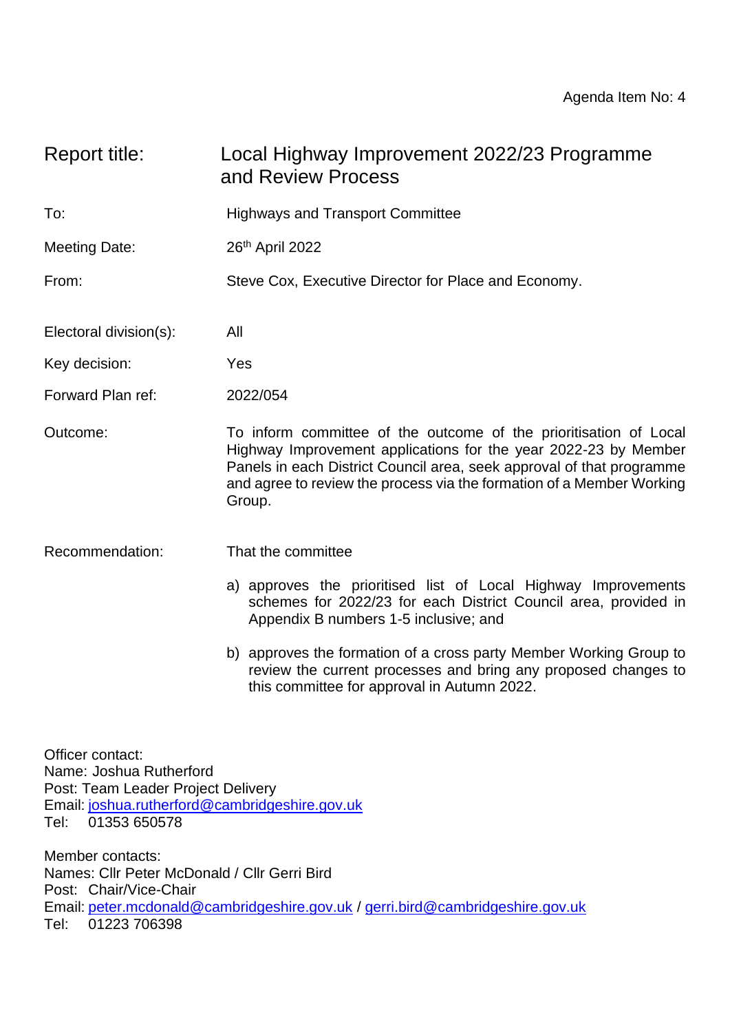Agenda Item No: 4

| | |
|---|---|
| Report title: | Local Highway Improvement 2022/23 Programme and Review Process |
| To: | Highways and Transport Committee |
| Meeting Date: | 26th April 2022 |
| From: | Steve Cox, Executive Director for Place and Economy. |
| Electoral division(s): | All |
| Key decision: | Yes |
| Forward Plan ref: | 2022/054 |
| Outcome: | To inform committee of the outcome of the prioritisation of Local Highway Improvement applications for the year 2022-23 by Member Panels in each District Council area, seek approval of that programme and agree to review the process via the formation of a Member Working Group. |

Recommendation: That the committee

a) approves the prioritised list of Local Highway Improvements schemes for 2022/23 for each District Council area, provided in Appendix B numbers 1-5 inclusive; and

b) approves the formation of a cross party Member Working Group to review the current processes and bring any proposed changes to this committee for approval in Autumn 2022.

Officer contact:
Name: Joshua Rutherford
Post: Team Leader Project Delivery
Email: joshua.rutherford@cambridgeshire.gov.uk
Tel: 01353 650578

Member contacts:
Names: Cllr Peter McDonald / Cllr Gerri Bird
Post: Chair/Vice-Chair
Email: peter.mcdonald@cambridgeshire.gov.uk / gerri.bird@cambridgeshire.gov.uk
Tel: 01223 706398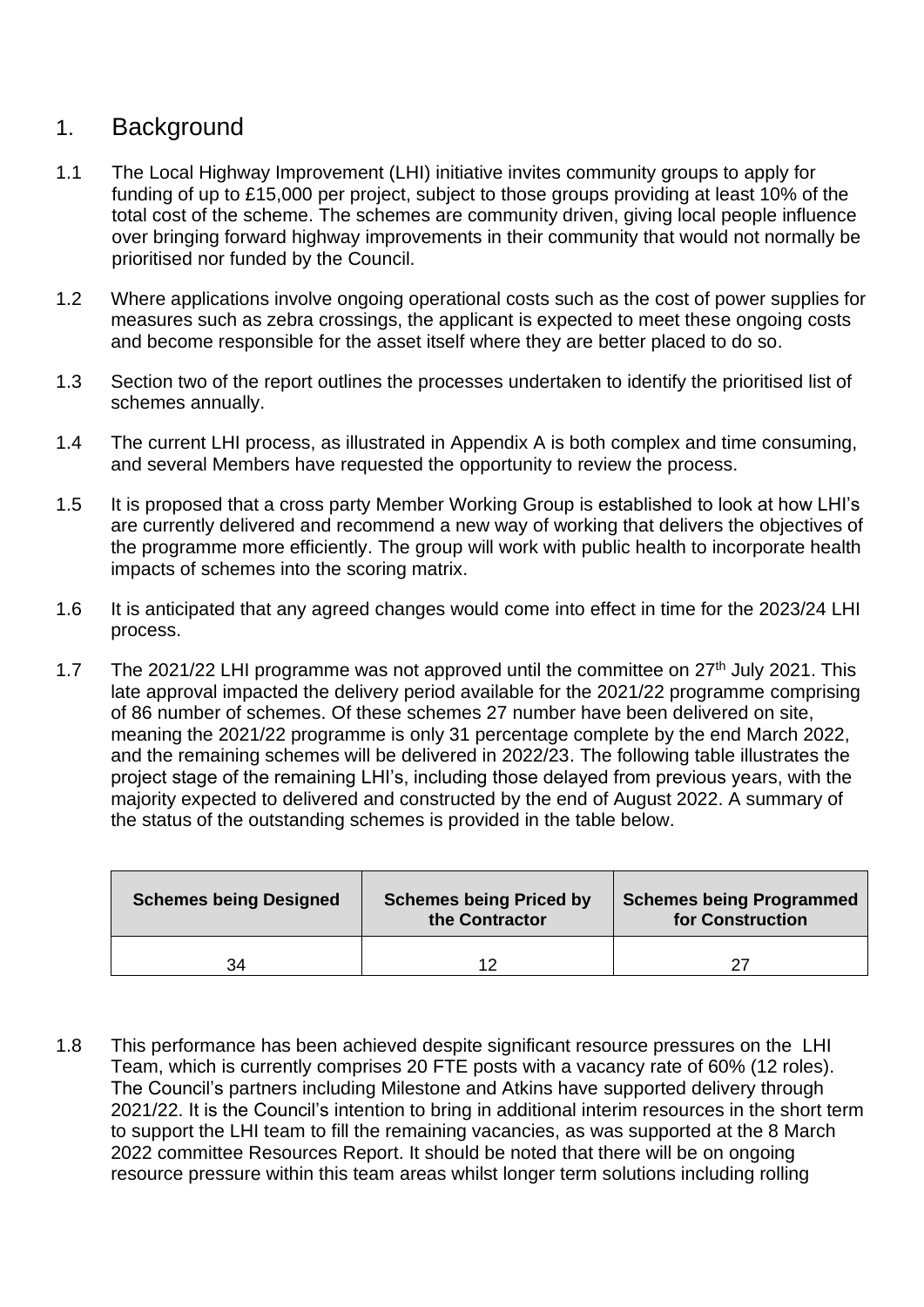## 1. Background

1.1 The Local Highway Improvement (LHI) initiative invites community groups to apply for funding of up to £15,000 per project, subject to those groups providing at least 10% of the total cost of the scheme. The schemes are community driven, giving local people influence over bringing forward highway improvements in their community that would not normally be prioritised nor funded by the Council.

1.2 Where applications involve ongoing operational costs such as the cost of power supplies for measures such as zebra crossings, the applicant is expected to meet these ongoing costs and become responsible for the asset itself where they are better placed to do so.

1.3 Section two of the report outlines the processes undertaken to identify the prioritised list of schemes annually.

1.4 The current LHI process, as illustrated in Appendix A is both complex and time consuming, and several Members have requested the opportunity to review the process.

1.5 It is proposed that a cross party Member Working Group is established to look at how LHI's are currently delivered and recommend a new way of working that delivers the objectives of the programme more efficiently. The group will work with public health to incorporate health impacts of schemes into the scoring matrix.

1.6 It is anticipated that any agreed changes would come into effect in time for the 2023/24 LHI process.

1.7 The 2021/22 LHI programme was not approved until the committee on 27th July 2021. This late approval impacted the delivery period available for the 2021/22 programme comprising of 86 number of schemes. Of these schemes 27 number have been delivered on site, meaning the 2021/22 programme is only 31 percentage complete by the end March 2022, and the remaining schemes will be delivered in 2022/23. The following table illustrates the project stage of the remaining LHI's, including those delayed from previous years, with the majority expected to delivered and constructed by the end of August 2022. A summary of the status of the outstanding schemes is provided in the table below.

| Schemes being Designed | Schemes being Priced by the Contractor | Schemes being Programmed for Construction |
|---|---|---|
| 34 | 12 | 27 |

1.8 This performance has been achieved despite significant resource pressures on the LHI Team, which is currently comprises 20 FTE posts with a vacancy rate of 60% (12 roles). The Council's partners including Milestone and Atkins have supported delivery through 2021/22. It is the Council's intention to bring in additional interim resources in the short term to support the LHI team to fill the remaining vacancies, as was supported at the 8 March 2022 committee Resources Report. It should be noted that there will be on ongoing resource pressure within this team areas whilst longer term solutions including rolling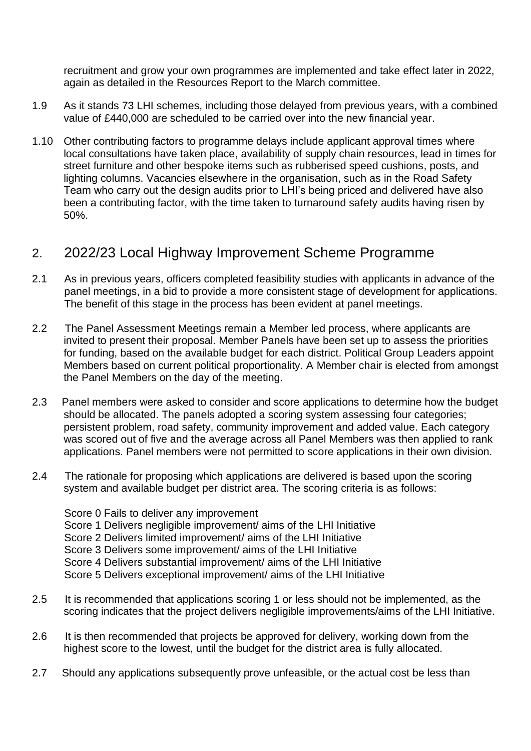recruitment and grow your own programmes are implemented and take effect later in 2022, again as detailed in the Resources Report to the March committee.

1.9 As it stands 73 LHI schemes, including those delayed from previous years, with a combined value of £440,000 are scheduled to be carried over into the new financial year.

1.10 Other contributing factors to programme delays include applicant approval times where local consultations have taken place, availability of supply chain resources, lead in times for street furniture and other bespoke items such as rubberised speed cushions, posts, and lighting columns. Vacancies elsewhere in the organisation, such as in the Road Safety Team who carry out the design audits prior to LHI's being priced and delivered have also been a contributing factor, with the time taken to turnaround safety audits having risen by 50%.

## 2. 2022/23 Local Highway Improvement Scheme Programme

2.1 As in previous years, officers completed feasibility studies with applicants in advance of the panel meetings, in a bid to provide a more consistent stage of development for applications. The benefit of this stage in the process has been evident at panel meetings.

2.2 The Panel Assessment Meetings remain a Member led process, where applicants are invited to present their proposal. Member Panels have been set up to assess the priorities for funding, based on the available budget for each district. Political Group Leaders appoint Members based on current political proportionality. A Member chair is elected from amongst the Panel Members on the day of the meeting.

2.3 Panel members were asked to consider and score applications to determine how the budget should be allocated. The panels adopted a scoring system assessing four categories; persistent problem, road safety, community improvement and added value. Each category was scored out of five and the average across all Panel Members was then applied to rank applications. Panel members were not permitted to score applications in their own division.

2.4 The rationale for proposing which applications are delivered is based upon the scoring system and available budget per district area. The scoring criteria is as follows:

Score 0 Fails to deliver any improvement
Score 1 Delivers negligible improvement/ aims of the LHI Initiative
Score 2 Delivers limited improvement/ aims of the LHI Initiative
Score 3 Delivers some improvement/ aims of the LHI Initiative
Score 4 Delivers substantial improvement/ aims of the LHI Initiative
Score 5 Delivers exceptional improvement/ aims of the LHI Initiative

2.5 It is recommended that applications scoring 1 or less should not be implemented, as the scoring indicates that the project delivers negligible improvements/aims of the LHI Initiative.

2.6 It is then recommended that projects be approved for delivery, working down from the highest score to the lowest, until the budget for the district area is fully allocated.

2.7 Should any applications subsequently prove unfeasible, or the actual cost be less than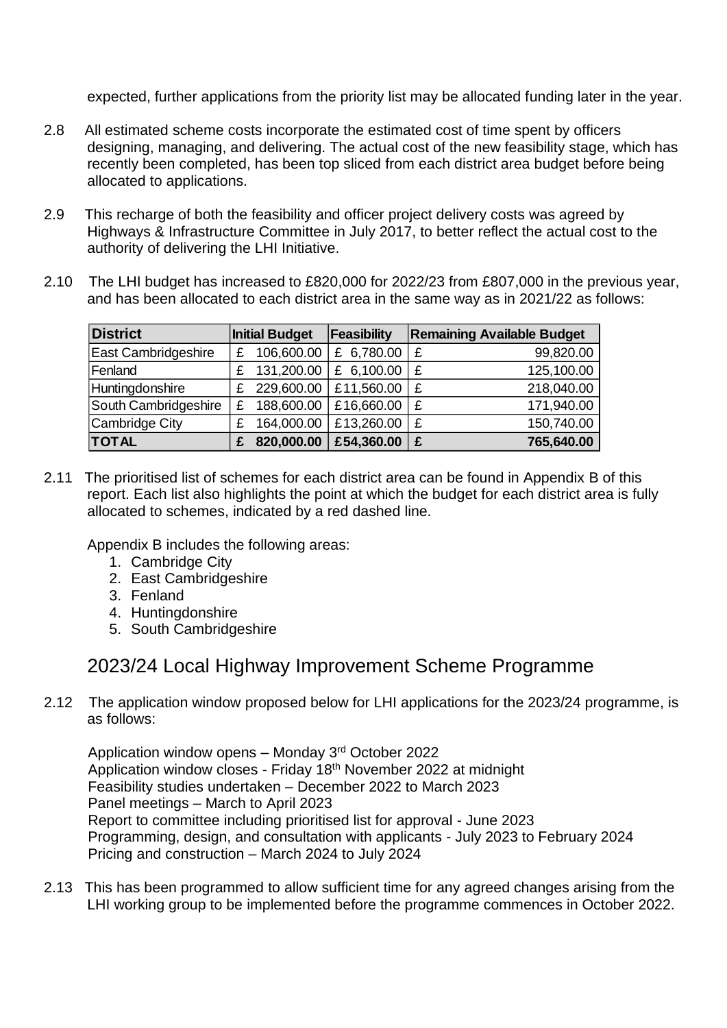expected, further applications from the priority list may be allocated funding later in the year.

2.8 All estimated scheme costs incorporate the estimated cost of time spent by officers designing, managing, and delivering. The actual cost of the new feasibility stage, which has recently been completed, has been top sliced from each district area budget before being allocated to applications.

2.9 This recharge of both the feasibility and officer project delivery costs was agreed by Highways & Infrastructure Committee in July 2017, to better reflect the actual cost to the authority of delivering the LHI Initiative.

2.10 The LHI budget has increased to £820,000 for 2022/23 from £807,000 in the previous year, and has been allocated to each district area in the same way as in 2021/22 as follows:

| District | Initial Budget | Feasibility | Remaining Available Budget |
|---|---|---|---|
| East Cambridgeshire | £ 106,600.00 | £ 6,780.00 | £ 99,820.00 |
| Fenland | £ 131,200.00 | £ 6,100.00 | £ 125,100.00 |
| Huntingdonshire | £ 229,600.00 | £11,560.00 | £ 218,040.00 |
| South Cambridgeshire | £ 188,600.00 | £16,660.00 | £ 171,940.00 |
| Cambridge City | £ 164,000.00 | £13,260.00 | £ 150,740.00 |
| **TOTAL** | **£ 820,000.00** | **£54,360.00** | **£ 765,640.00** |

2.11 The prioritised list of schemes for each district area can be found in Appendix B of this report. Each list also highlights the point at which the budget for each district area is fully allocated to schemes, indicated by a red dashed line.

Appendix B includes the following areas:

1. Cambridge City
2. East Cambridgeshire
3. Fenland
4. Huntingdonshire
5. South Cambridgeshire

## 2023/24 Local Highway Improvement Scheme Programme

2.12 The application window proposed below for LHI applications for the 2023/24 programme, is as follows:

Application window opens – Monday 3rd October 2022
Application window closes - Friday 18th November 2022 at midnight
Feasibility studies undertaken – December 2022 to March 2023
Panel meetings – March to April 2023
Report to committee including prioritised list for approval - June 2023
Programming, design, and consultation with applicants - July 2023 to February 2024
Pricing and construction – March 2024 to July 2024

2.13 This has been programmed to allow sufficient time for any agreed changes arising from the LHI working group to be implemented before the programme commences in October 2022.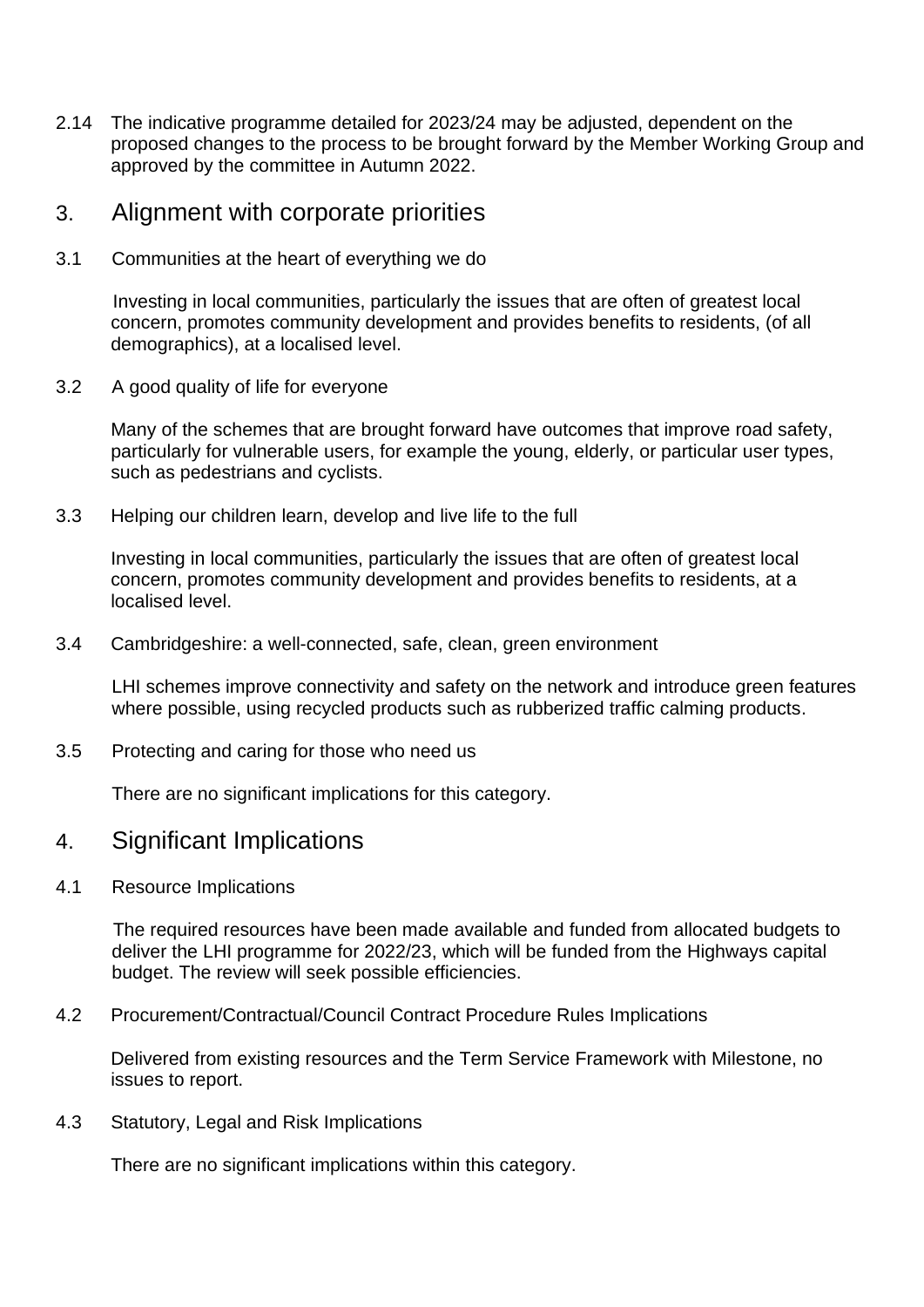2.14 The indicative programme detailed for 2023/24 may be adjusted, dependent on the proposed changes to the process to be brought forward by the Member Working Group and approved by the committee in Autumn 2022.

## 3. Alignment with corporate priorities

3.1 Communities at the heart of everything we do

Investing in local communities, particularly the issues that are often of greatest local concern, promotes community development and provides benefits to residents, (of all demographics), at a localised level.

3.2 A good quality of life for everyone

Many of the schemes that are brought forward have outcomes that improve road safety, particularly for vulnerable users, for example the young, elderly, or particular user types, such as pedestrians and cyclists.

3.3 Helping our children learn, develop and live life to the full

Investing in local communities, particularly the issues that are often of greatest local concern, promotes community development and provides benefits to residents, at a localised level.

3.4 Cambridgeshire: a well-connected, safe, clean, green environment

LHI schemes improve connectivity and safety on the network and introduce green features where possible, using recycled products such as rubberized traffic calming products.

3.5 Protecting and caring for those who need us

There are no significant implications for this category.

## 4. Significant Implications

4.1 Resource Implications

The required resources have been made available and funded from allocated budgets to deliver the LHI programme for 2022/23, which will be funded from the Highways capital budget. The review will seek possible efficiencies.

4.2 Procurement/Contractual/Council Contract Procedure Rules Implications

Delivered from existing resources and the Term Service Framework with Milestone, no issues to report.

4.3 Statutory, Legal and Risk Implications

There are no significant implications within this category.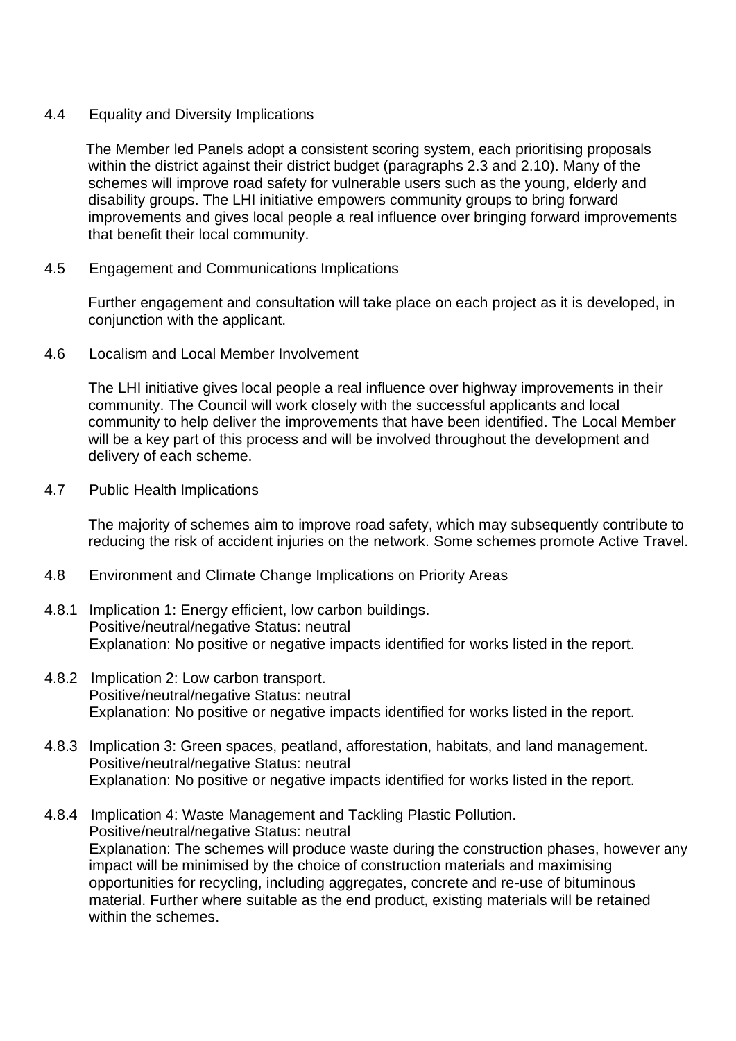## 4.4 Equality and Diversity Implications

The Member led Panels adopt a consistent scoring system, each prioritising proposals within the district against their district budget (paragraphs 2.3 and 2.10). Many of the schemes will improve road safety for vulnerable users such as the young, elderly and disability groups. The LHI initiative empowers community groups to bring forward improvements and gives local people a real influence over bringing forward improvements that benefit their local community.

## 4.5 Engagement and Communications Implications

Further engagement and consultation will take place on each project as it is developed, in conjunction with the applicant.

## 4.6 Localism and Local Member Involvement

The LHI initiative gives local people a real influence over highway improvements in their community. The Council will work closely with the successful applicants and local community to help deliver the improvements that have been identified. The Local Member will be a key part of this process and will be involved throughout the development and delivery of each scheme.

## 4.7 Public Health Implications

The majority of schemes aim to improve road safety, which may subsequently contribute to reducing the risk of accident injuries on the network. Some schemes promote Active Travel.

## 4.8 Environment and Climate Change Implications on Priority Areas

4.8.1 Implication 1: Energy efficient, low carbon buildings.
Positive/neutral/negative Status: neutral
Explanation: No positive or negative impacts identified for works listed in the report.

4.8.2 Implication 2: Low carbon transport.
Positive/neutral/negative Status: neutral
Explanation: No positive or negative impacts identified for works listed in the report.

4.8.3 Implication 3: Green spaces, peatland, afforestation, habitats, and land management.
Positive/neutral/negative Status: neutral
Explanation: No positive or negative impacts identified for works listed in the report.

4.8.4 Implication 4: Waste Management and Tackling Plastic Pollution.
Positive/neutral/negative Status: neutral
Explanation: The schemes will produce waste during the construction phases, however any impact will be minimised by the choice of construction materials and maximising opportunities for recycling, including aggregates, concrete and re-use of bituminous material. Further where suitable as the end product, existing materials will be retained within the schemes.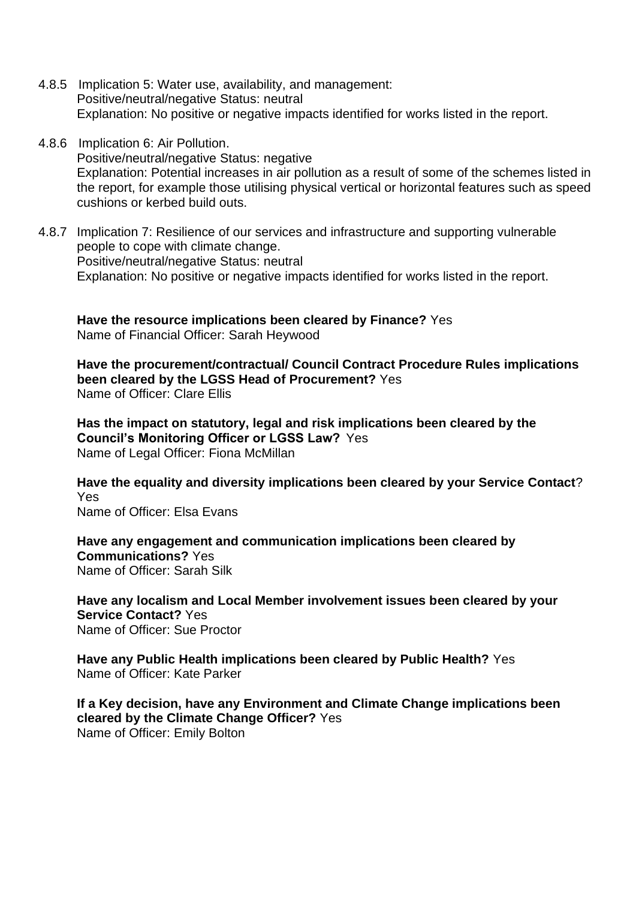4.8.5 Implication 5: Water use, availability, and management:
Positive/neutral/negative Status: neutral
Explanation: No positive or negative impacts identified for works listed in the report.

4.8.6 Implication 6: Air Pollution.
Positive/neutral/negative Status: negative
Explanation: Potential increases in air pollution as a result of some of the schemes listed in the report, for example those utilising physical vertical or horizontal features such as speed cushions or kerbed build outs.

4.8.7 Implication 7: Resilience of our services and infrastructure and supporting vulnerable people to cope with climate change.
Positive/neutral/negative Status: neutral
Explanation: No positive or negative impacts identified for works listed in the report.

**Have the resource implications been cleared by Finance?** Yes
Name of Financial Officer: Sarah Heywood

**Have the procurement/contractual/ Council Contract Procedure Rules implications been cleared by the LGSS Head of Procurement?** Yes
Name of Officer: Clare Ellis

**Has the impact on statutory, legal and risk implications been cleared by the Council's Monitoring Officer or LGSS Law?** Yes
Name of Legal Officer: Fiona McMillan

**Have the equality and diversity implications been cleared by your Service Contact**? Yes
Name of Officer: Elsa Evans

**Have any engagement and communication implications been cleared by Communications?** Yes
Name of Officer: Sarah Silk

**Have any localism and Local Member involvement issues been cleared by your Service Contact?** Yes
Name of Officer: Sue Proctor

**Have any Public Health implications been cleared by Public Health?** Yes
Name of Officer: Kate Parker

**If a Key decision, have any Environment and Climate Change implications been cleared by the Climate Change Officer?** Yes
Name of Officer: Emily Bolton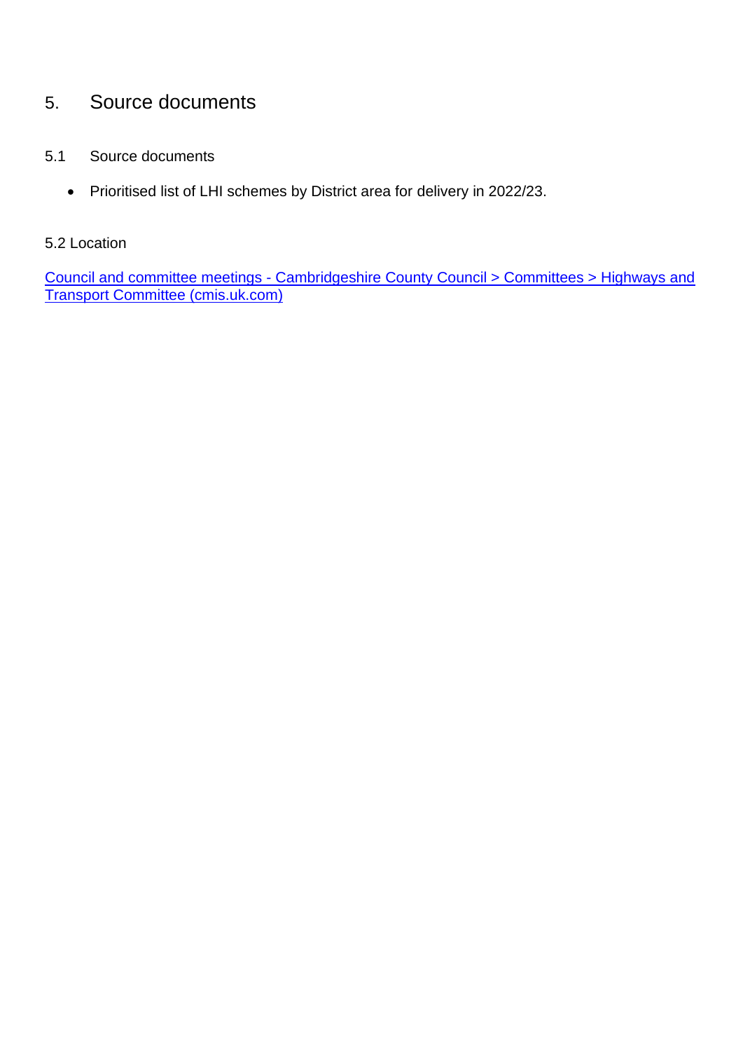## 5. Source documents

### 5.1 Source documents

- Prioritised list of LHI schemes by District area for delivery in 2022/23.

### 5.2 Location

Council and committee meetings - Cambridgeshire County Council > Committees > Highways and Transport Committee (cmis.uk.com)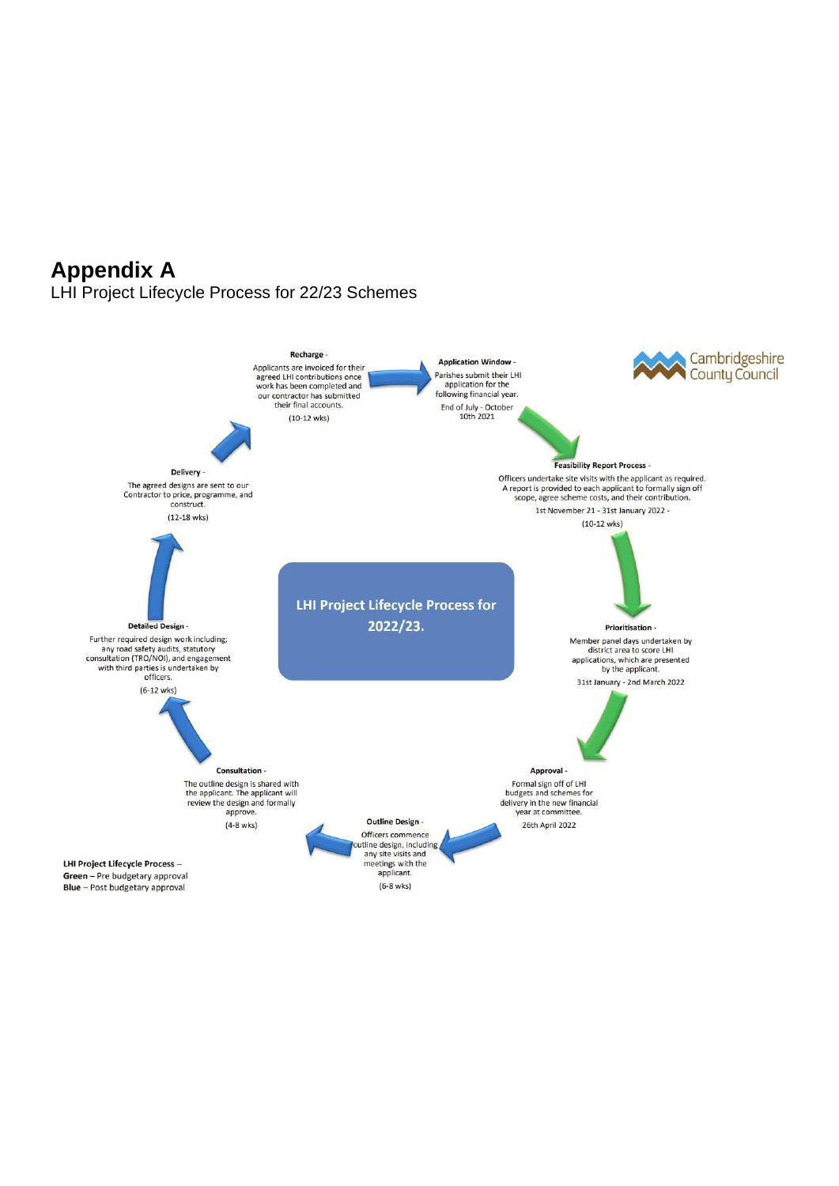# Appendix A

LHI Project Lifecycle Process for 22/23 Schemes

Cambridgeshire County Council

**LHI Project Lifecycle Process for 2022/23.**

**Application Window -**
Parishes submit their LHI application for the following financial year.
End of July - October 10th 2021

**Feasibility Report Process -**
Officers undertake site visits with the applicant as required. A report is provided to each applicant to formally sign off scope, agree scheme costs, and their contribution.
1st November 21 - 31st January 2022 -
(10-12 wks)

**Prioritisation -**
Member panel days undertaken by district area to score LHI applications, which are presented by the applicant.
31st January - 2nd March 2022

**Approval -**
Formal sign off of LHI budgets and schemes for delivery in the new financial year at committee.
26th April 2022

**Outline Design -**
Officers commence outline design, including any site visits and meetings with the applicant.
(6-8 wks)

**Consultation -**
The outline design is shared with the applicant. The applicant will review the design and formally approve.
(4-8 wks)

**Detailed Design -**
Further required design work including; any road safety audits, statutory consultation (TRO/NOI), and engagement with third parties is undertaken by officers.
(6-12 wks)

**Delivery -**
The agreed designs are sent to our Contractor to price, programme, and construct.
(12-18 wks)

**Recharge -**
Applicants are invoiced for their agreed LHI contributions once work has been completed and our contractor has submitted their final accounts.
(10-12 wks)

**LHI Project Lifecycle Process –**
**Green** – Pre budgetary approval
**Blue** – Post budgetary approval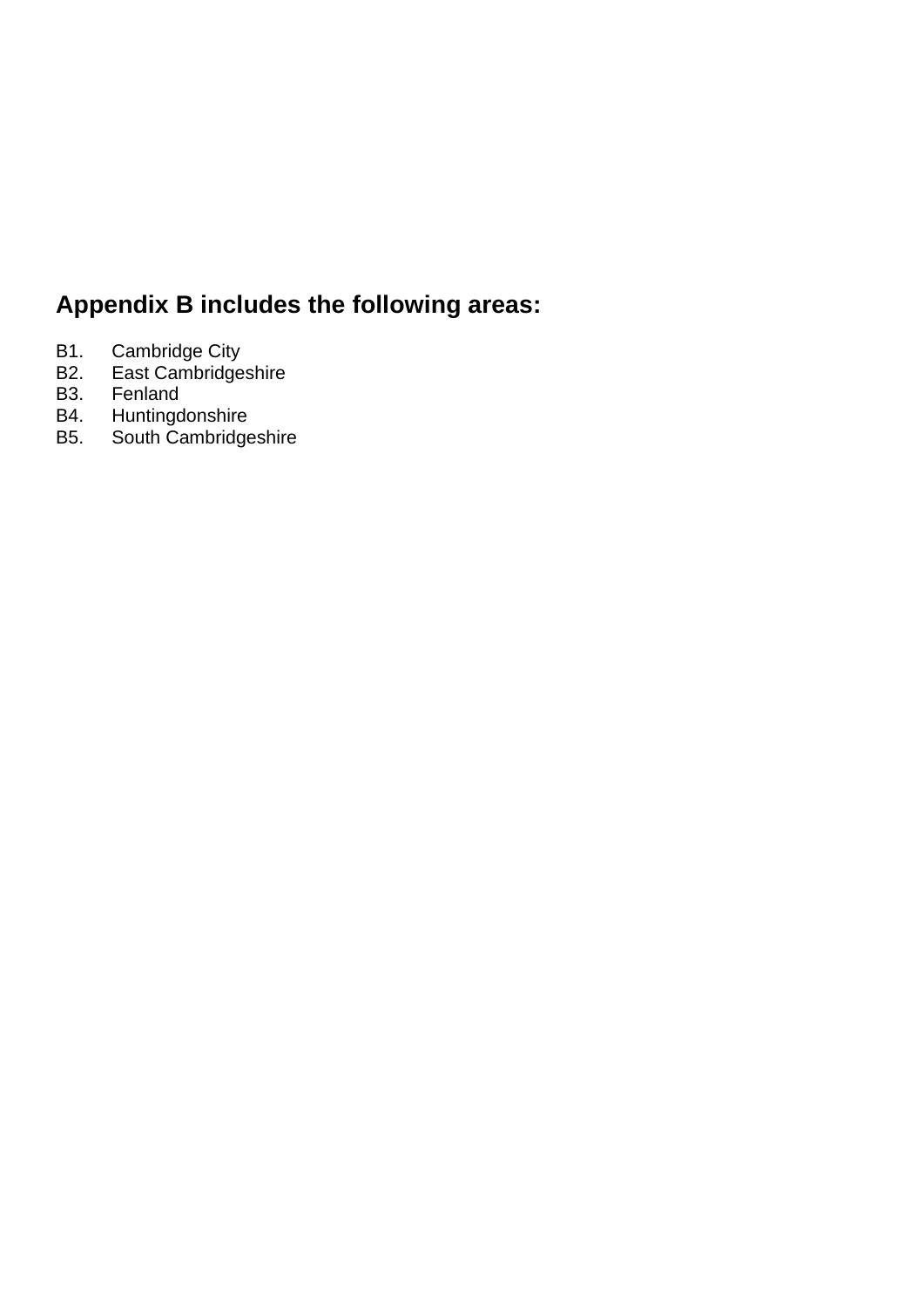## Appendix B includes the following areas:

B1. Cambridge City
B2. East Cambridgeshire
B3. Fenland
B4. Huntingdonshire
B5. South Cambridgeshire